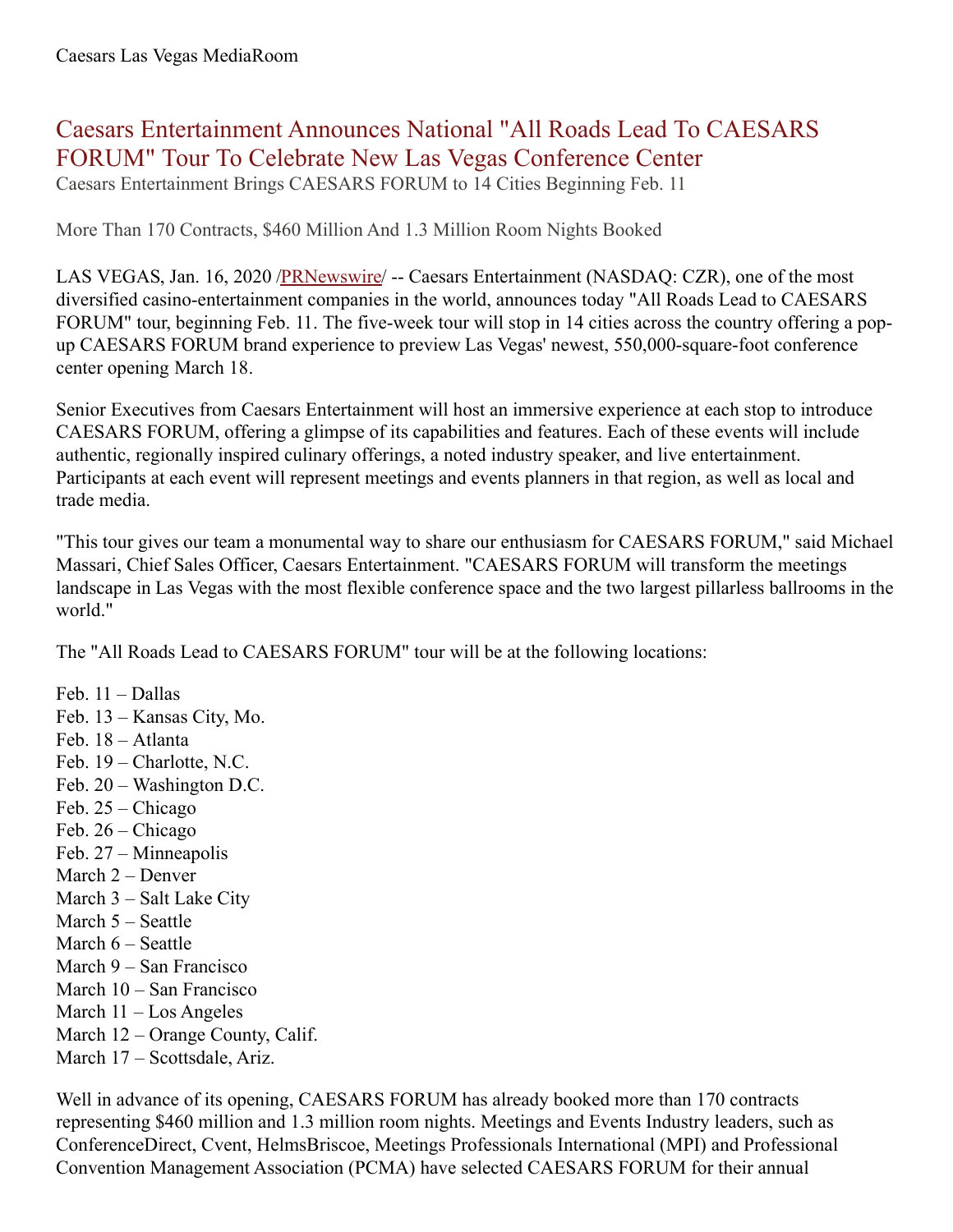Caesars Las Vegas MediaRoom

# Caesars Entertainment Announces National "All Roads Lead To CAESARS FORUM" Tour To Celebrate New Las Vegas Conference Center

Caesars Entertainment Brings CAESARS FORUM to 14 Cities Beginning Feb. 11

More Than 170 Contracts, $460 Million And 1.3 Million Room Nights Booked

LAS VEGAS, Jan. 16, 2020 /PRNewswire/ -- Caesars Entertainment (NASDAQ: CZR), one of the most diversified casino-entertainment companies in the world, announces today "All Roads Lead to CAESARS FORUM" tour, beginning Feb. 11. The five-week tour will stop in 14 cities across the country offering a pop-up CAESARS FORUM brand experience to preview Las Vegas' newest, 550,000-square-foot conference center opening March 18.

Senior Executives from Caesars Entertainment will host an immersive experience at each stop to introduce CAESARS FORUM, offering a glimpse of its capabilities and features. Each of these events will include authentic, regionally inspired culinary offerings, a noted industry speaker, and live entertainment. Participants at each event will represent meetings and events planners in that region, as well as local and trade media.

"This tour gives our team a monumental way to share our enthusiasm for CAESARS FORUM," said Michael Massari, Chief Sales Officer, Caesars Entertainment. "CAESARS FORUM will transform the meetings landscape in Las Vegas with the most flexible conference space and the two largest pillarless ballrooms in the world."

The "All Roads Lead to CAESARS FORUM" tour will be at the following locations:

Feb. 11 – Dallas
Feb. 13 – Kansas City, Mo.
Feb. 18 – Atlanta
Feb. 19 – Charlotte, N.C.
Feb. 20 – Washington D.C.
Feb. 25 – Chicago
Feb. 26 – Chicago
Feb. 27 – Minneapolis
March 2 – Denver
March 3 – Salt Lake City
March 5 – Seattle
March 6 – Seattle
March 9 – San Francisco
March 10 – San Francisco
March 11 – Los Angeles
March 12 – Orange County, Calif.
March 17 – Scottsdale, Ariz.

Well in advance of its opening, CAESARS FORUM has already booked more than 170 contracts representing $460 million and 1.3 million room nights. Meetings and Events Industry leaders, such as ConferenceDirect, Cvent, HelmsBriscoe, Meetings Professionals International (MPI) and Professional Convention Management Association (PCMA) have selected CAESARS FORUM for their annual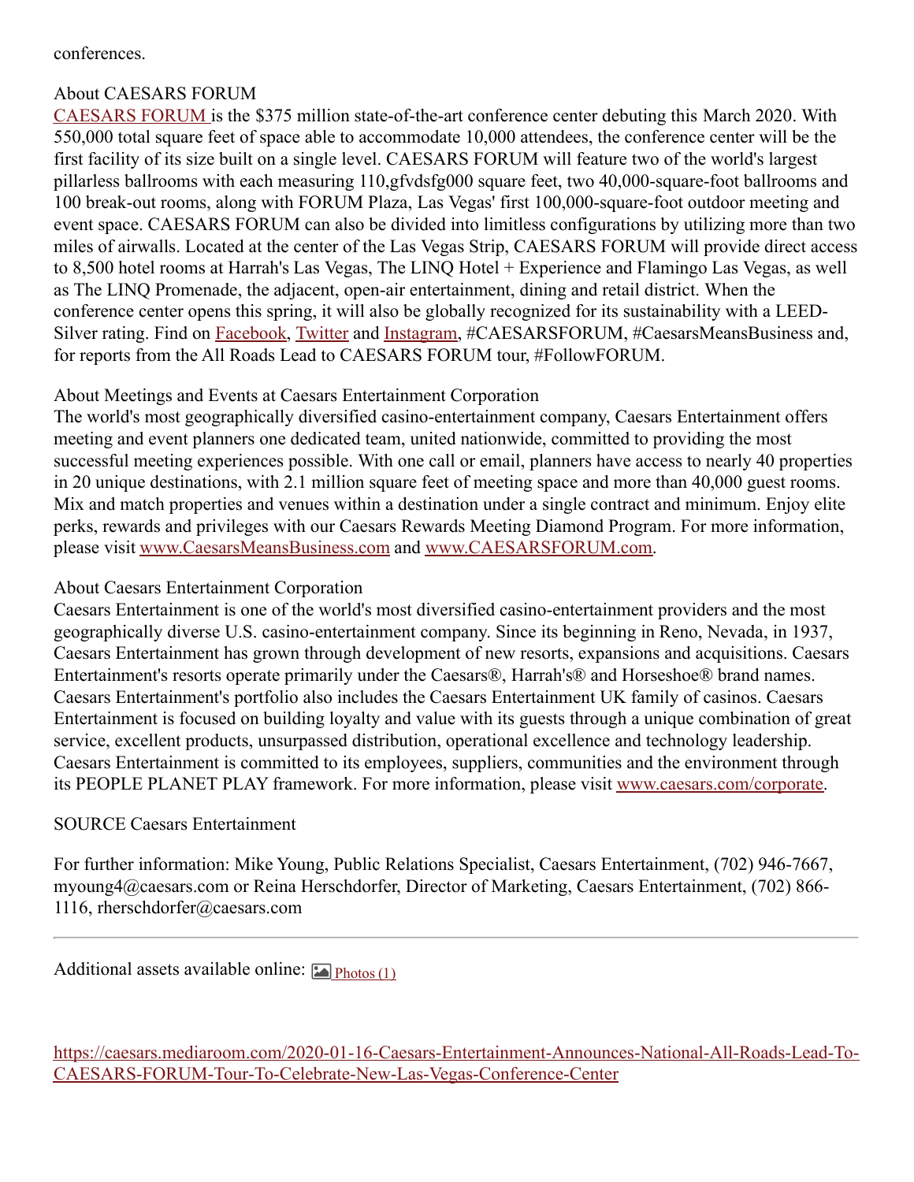conferences.

About CAESARS FORUM
CAESARS FORUM is the $375 million state-of-the-art conference center debuting this March 2020. With 550,000 total square feet of space able to accommodate 10,000 attendees, the conference center will be the first facility of its size built on a single level. CAESARS FORUM will feature two of the world's largest pillarless ballrooms with each measuring 110,gfvdsfg000 square feet, two 40,000-square-foot ballrooms and 100 break-out rooms, along with FORUM Plaza, Las Vegas' first 100,000-square-foot outdoor meeting and event space. CAESARS FORUM can also be divided into limitless configurations by utilizing more than two miles of airwalls. Located at the center of the Las Vegas Strip, CAESARS FORUM will provide direct access to 8,500 hotel rooms at Harrah's Las Vegas, The LINQ Hotel + Experience and Flamingo Las Vegas, as well as The LINQ Promenade, the adjacent, open-air entertainment, dining and retail district. When the conference center opens this spring, it will also be globally recognized for its sustainability with a LEED-Silver rating. Find on Facebook, Twitter and Instagram, #CAESARSFORUM, #CaesarsMeansBusiness and, for reports from the All Roads Lead to CAESARS FORUM tour, #FollowFORUM.

About Meetings and Events at Caesars Entertainment Corporation
The world's most geographically diversified casino-entertainment company, Caesars Entertainment offers meeting and event planners one dedicated team, united nationwide, committed to providing the most successful meeting experiences possible. With one call or email, planners have access to nearly 40 properties in 20 unique destinations, with 2.1 million square feet of meeting space and more than 40,000 guest rooms. Mix and match properties and venues within a destination under a single contract and minimum. Enjoy elite perks, rewards and privileges with our Caesars Rewards Meeting Diamond Program. For more information, please visit www.CaesarsMeansBusiness.com and www.CAESARSFORUM.com.

About Caesars Entertainment Corporation
Caesars Entertainment is one of the world's most diversified casino-entertainment providers and the most geographically diverse U.S. casino-entertainment company. Since its beginning in Reno, Nevada, in 1937, Caesars Entertainment has grown through development of new resorts, expansions and acquisitions. Caesars Entertainment's resorts operate primarily under the Caesars®, Harrah's® and Horseshoe® brand names. Caesars Entertainment's portfolio also includes the Caesars Entertainment UK family of casinos. Caesars Entertainment is focused on building loyalty and value with its guests through a unique combination of great service, excellent products, unsurpassed distribution, operational excellence and technology leadership. Caesars Entertainment is committed to its employees, suppliers, communities and the environment through its PEOPLE PLANET PLAY framework. For more information, please visit www.caesars.com/corporate.

SOURCE Caesars Entertainment

For further information: Mike Young, Public Relations Specialist, Caesars Entertainment, (702) 946-7667, myoung4@caesars.com or Reina Herschdorfer, Director of Marketing, Caesars Entertainment, (702) 866-1116, rherschdorfer@caesars.com

---

Additional assets available online: Photos (1)

https://caesars.mediaroom.com/2020-01-16-Caesars-Entertainment-Announces-National-All-Roads-Lead-To-CAESARS-FORUM-Tour-To-Celebrate-New-Las-Vegas-Conference-Center